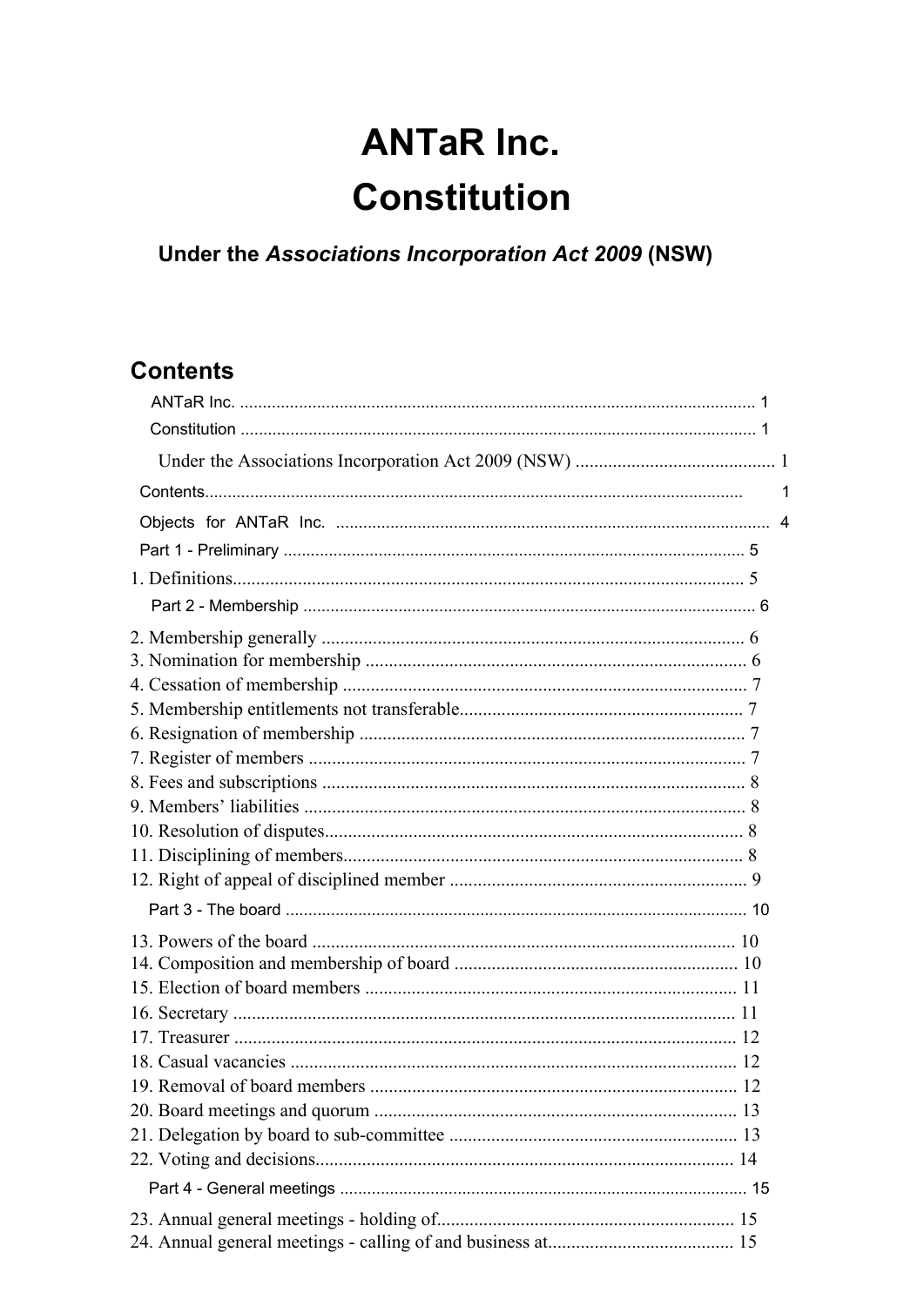# ANTaR Inc.

# Constitution

### Under the *Associations Incorporation Act 2009* (NSW)

## Contents

ANTaR Inc. ............................................................................................................... 1

Constitution ............................................................................................................... 1

Under the Associations Incorporation Act 2009 (NSW) ........................................... 1

Contents.................................................................................................................... 1

Objects for ANTaR Inc. ............................................................................................. 4

Part 1 - Preliminary .................................................................................................... 5

1. Definitions............................................................................................................. 5

Part 2 - Membership ................................................................................................. 6

2. Membership generally .......................................................................................... 6
3. Nomination for membership ................................................................................. 6
4. Cessation of membership ...................................................................................... 7
5. Membership entitlements not transferable............................................................ 7
6. Resignation of membership .................................................................................. 7
7. Register of members ............................................................................................. 7
8. Fees and subscriptions .......................................................................................... 8
9. Members' liabilities .............................................................................................. 8
10. Resolution of disputes......................................................................................... 8
11. Disciplining of members..................................................................................... 8
12. Right of appeal of disciplined member ............................................................... 9

Part 3 - The board .................................................................................................... 10

13. Powers of the board .......................................................................................... 10
14. Composition and membership of board ............................................................ 10
15. Election of board members ............................................................................... 11
16. Secretary ........................................................................................................... 11
17. Treasurer ........................................................................................................... 12
18. Casual vacancies ............................................................................................... 12
19. Removal of board members .............................................................................. 12
20. Board meetings and quorum ............................................................................. 13
21. Delegation by board to sub-committee ............................................................. 13
22. Voting and decisions......................................................................................... 14

Part 4 - General meetings ........................................................................................ 15

23. Annual general meetings - holding of............................................................... 15
24. Annual general meetings - calling of and business at........................................ 15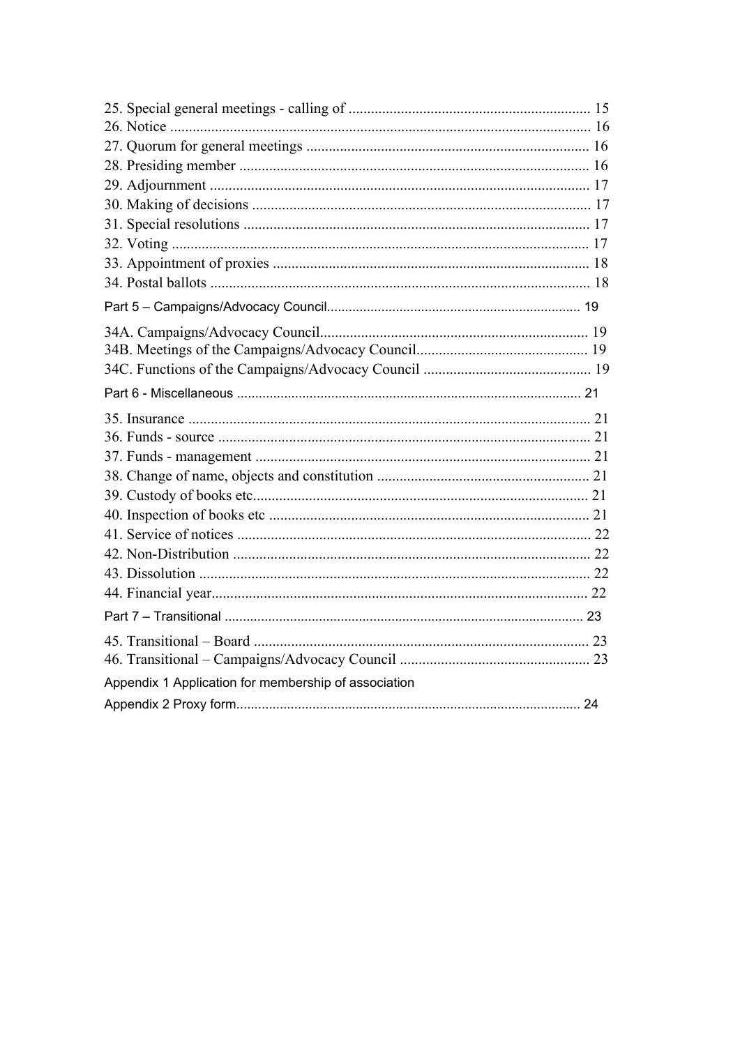25. Special general meetings - calling of ................................................................ 15
26. Notice ................................................................................................................ 16
27. Quorum for general meetings ........................................................................... 16
28. Presiding member ............................................................................................. 16
29. Adjournment ..................................................................................................... 17
30. Making of decisions .......................................................................................... 17
31. Special resolutions ............................................................................................ 17
32. Voting ................................................................................................................ 17
33. Appointment of proxies .................................................................................... 18
34. Postal ballots ..................................................................................................... 18

Part 5 – Campaigns/Advocacy Council..................................................................... 19

34A. Campaigns/Advocacy Council....................................................................... 19
34B. Meetings of the Campaigns/Advocacy Council............................................. 19
34C. Functions of the Campaigns/Advocacy Council ............................................ 19

Part 6 - Miscellaneous ............................................................................................. 21

35. Insurance ........................................................................................................... 21
36. Funds - source ................................................................................................... 21
37. Funds - management ......................................................................................... 21
38. Change of name, objects and constitution ........................................................ 21
39. Custody of books etc......................................................................................... 21
40. Inspection of books etc ..................................................................................... 21
41. Service of notices .............................................................................................. 22
42. Non-Distribution ............................................................................................... 22
43. Dissolution ........................................................................................................ 22
44. Financial year.................................................................................................... 22

Part 7 – Transitional ................................................................................................. 23

45. Transitional – Board ......................................................................................... 23
46. Transitional – Campaigns/Advocacy Council .................................................. 23

Appendix 1 Application for membership of association

Appendix 2 Proxy form............................................................................................. 24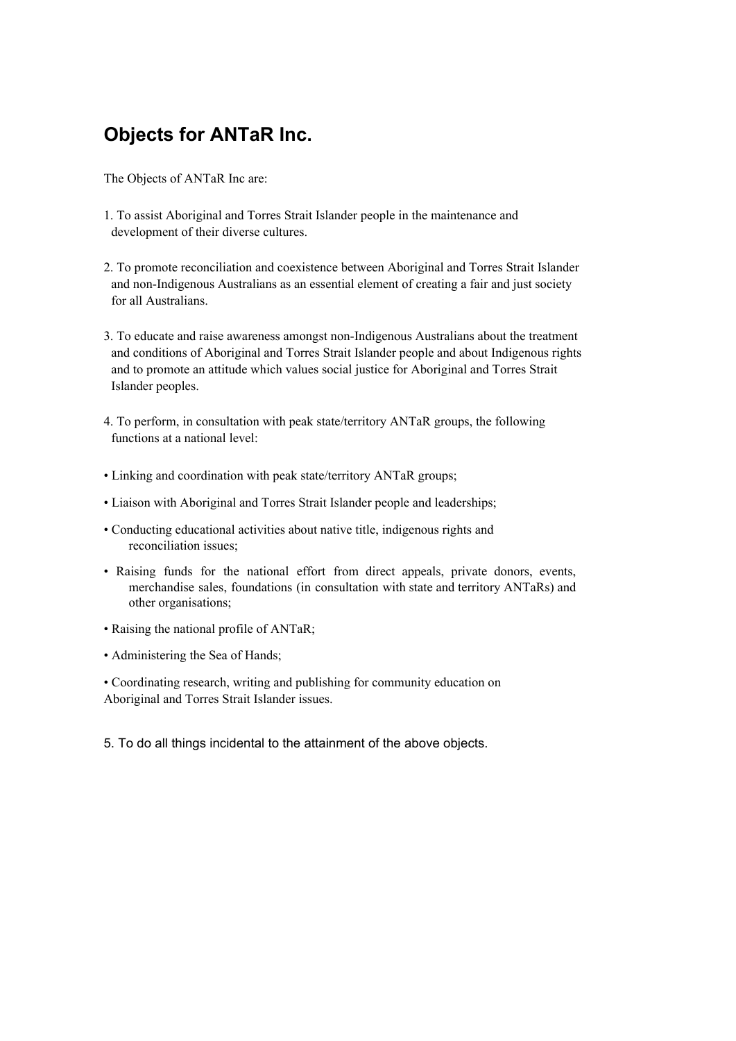# Objects for ANTaR Inc.

The Objects of ANTaR Inc are:

1. To assist Aboriginal and Torres Strait Islander people in the maintenance and development of their diverse cultures.

2. To promote reconciliation and coexistence between Aboriginal and Torres Strait Islander and non-Indigenous Australians as an essential element of creating a fair and just society for all Australians.

3. To educate and raise awareness amongst non-Indigenous Australians about the treatment and conditions of Aboriginal and Torres Strait Islander people and about Indigenous rights and to promote an attitude which values social justice for Aboriginal and Torres Strait Islander peoples.

4. To perform, in consultation with peak state/territory ANTaR groups, the following functions at a national level:

- Linking and coordination with peak state/territory ANTaR groups;
- Liaison with Aboriginal and Torres Strait Islander people and leaderships;
- Conducting educational activities about native title, indigenous rights and reconciliation issues;
- Raising funds for the national effort from direct appeals, private donors, events, merchandise sales, foundations (in consultation with state and territory ANTaRs) and other organisations;
- Raising the national profile of ANTaR;
- Administering the Sea of Hands;
- Coordinating research, writing and publishing for community education on Aboriginal and Torres Strait Islander issues.

5. To do all things incidental to the attainment of the above objects.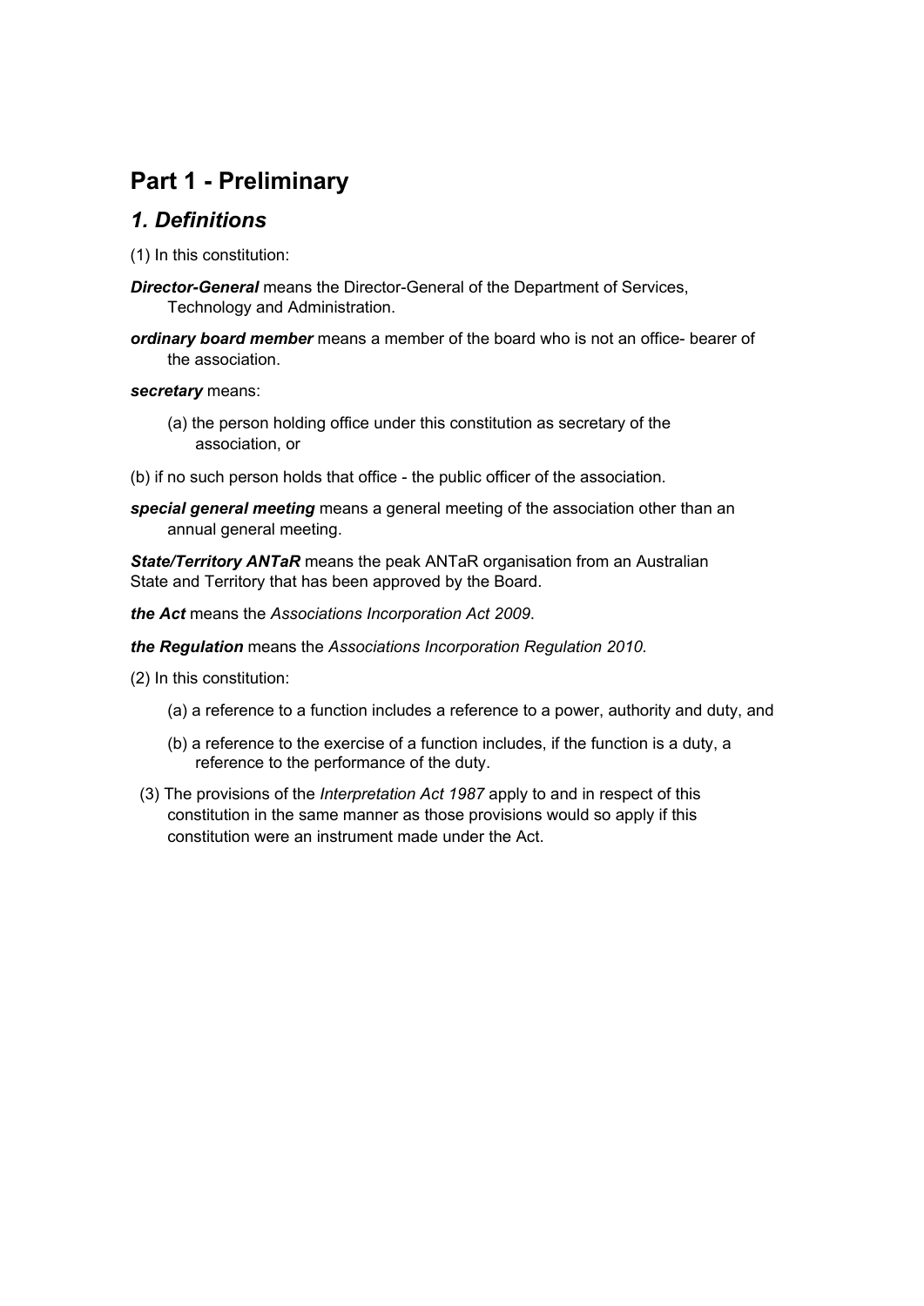## Part 1 - Preliminary

### *1. Definitions*

(1) In this constitution:

***Director-General*** means the Director-General of the Department of Services, Technology and Administration.

***ordinary board member*** means a member of the board who is not an office- bearer of the association.

***secretary*** means:

(a) the person holding office under this constitution as secretary of the association, or

(b) if no such person holds that office - the public officer of the association.

***special general meeting*** means a general meeting of the association other than an annual general meeting.

***State/Territory ANTaR*** means the peak ANTaR organisation from an Australian State and Territory that has been approved by the Board.

***the Act*** means the *Associations Incorporation Act 2009*.

***the Regulation*** means the *Associations Incorporation Regulation 2010*.

(2) In this constitution:

(a) a reference to a function includes a reference to a power, authority and duty, and

(b) a reference to the exercise of a function includes, if the function is a duty, a reference to the performance of the duty.

(3) The provisions of the *Interpretation Act 1987* apply to and in respect of this constitution in the same manner as those provisions would so apply if this constitution were an instrument made under the Act.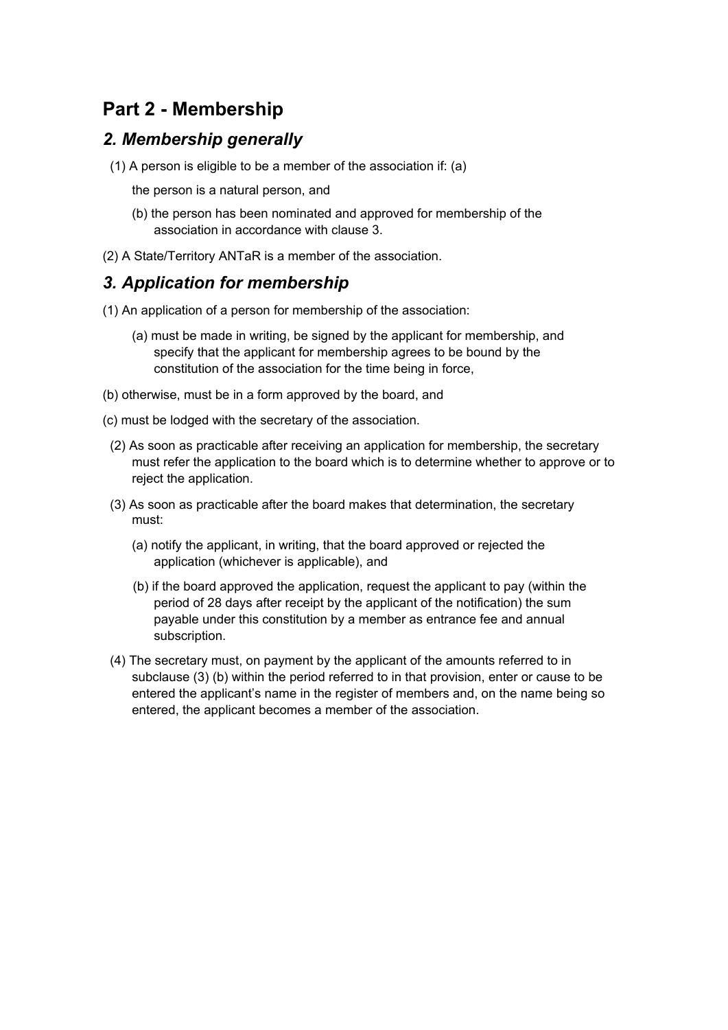# Part 2 - Membership

## *2. Membership generally*

(1) A person is eligible to be a member of the association if: (a)

the person is a natural person, and

(b) the person has been nominated and approved for membership of the association in accordance with clause 3.

(2) A State/Territory ANTaR is a member of the association.

## *3. Application for membership*

(1) An application of a person for membership of the association:

(a) must be made in writing, be signed by the applicant for membership, and specify that the applicant for membership agrees to be bound by the constitution of the association for the time being in force,

(b) otherwise, must be in a form approved by the board, and

(c) must be lodged with the secretary of the association.

(2) As soon as practicable after receiving an application for membership, the secretary must refer the application to the board which is to determine whether to approve or to reject the application.

(3) As soon as practicable after the board makes that determination, the secretary must:

(a) notify the applicant, in writing, that the board approved or rejected the application (whichever is applicable), and

(b) if the board approved the application, request the applicant to pay (within the period of 28 days after receipt by the applicant of the notification) the sum payable under this constitution by a member as entrance fee and annual subscription.

(4) The secretary must, on payment by the applicant of the amounts referred to in subclause (3) (b) within the period referred to in that provision, enter or cause to be entered the applicant's name in the register of members and, on the name being so entered, the applicant becomes a member of the association.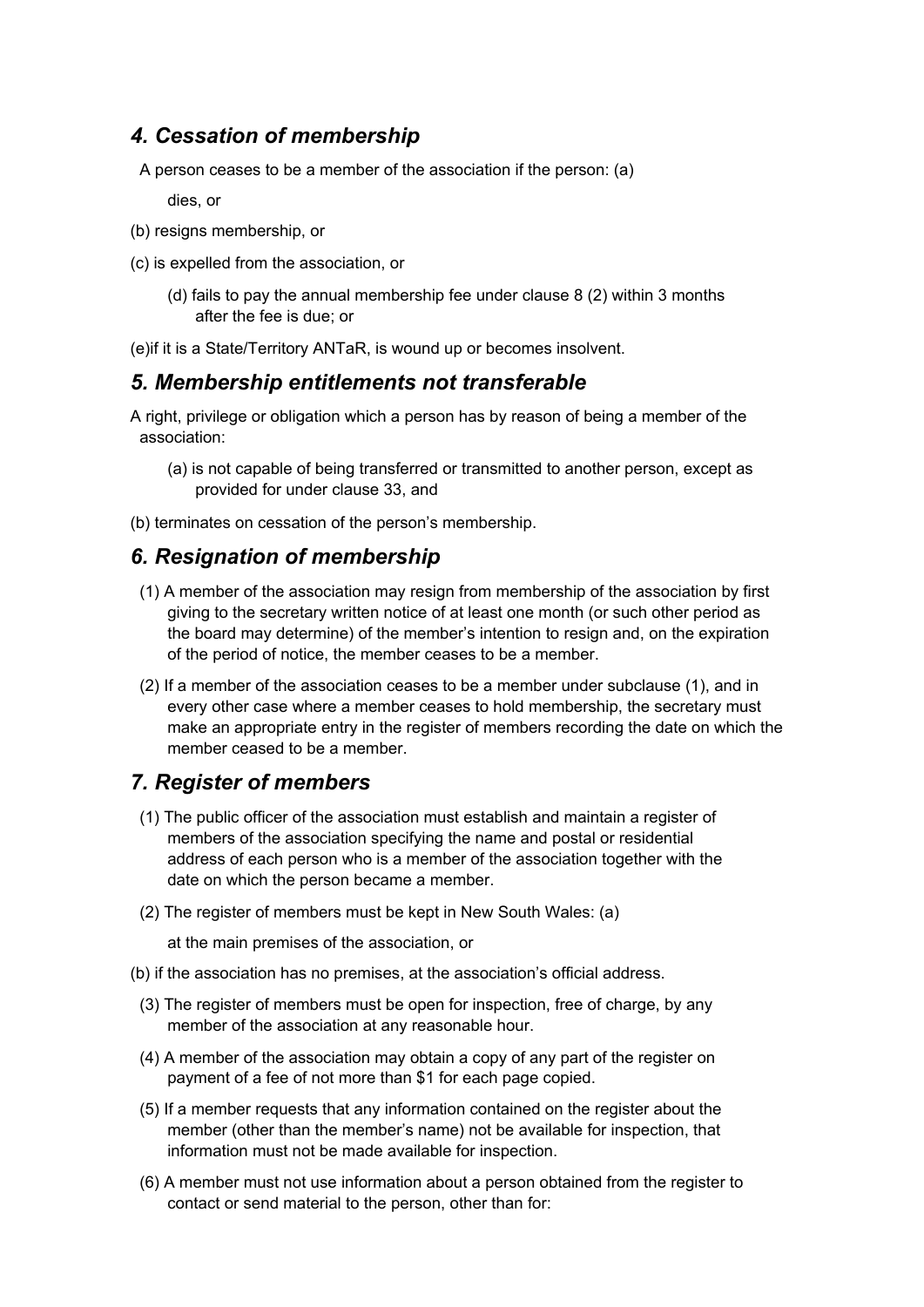## *4. Cessation of membership*

A person ceases to be a member of the association if the person:

(a) dies, or

(b) resigns membership, or

(c) is expelled from the association, or

(d) fails to pay the annual membership fee under clause 8 (2) within 3 months after the fee is due; or

(e)if it is a State/Territory ANTaR, is wound up or becomes insolvent.

## *5. Membership entitlements not transferable*

A right, privilege or obligation which a person has by reason of being a member of the association:

(a) is not capable of being transferred or transmitted to another person, except as provided for under clause 33, and

(b) terminates on cessation of the person's membership.

## *6. Resignation of membership*

(1) A member of the association may resign from membership of the association by first giving to the secretary written notice of at least one month (or such other period as the board may determine) of the member's intention to resign and, on the expiration of the period of notice, the member ceases to be a member.

(2) If a member of the association ceases to be a member under subclause (1), and in every other case where a member ceases to hold membership, the secretary must make an appropriate entry in the register of members recording the date on which the member ceased to be a member.

## *7. Register of members*

(1) The public officer of the association must establish and maintain a register of members of the association specifying the name and postal or residential address of each person who is a member of the association together with the date on which the person became a member.

(2) The register of members must be kept in New South Wales:

(a) at the main premises of the association, or

(b) if the association has no premises, at the association's official address.

(3) The register of members must be open for inspection, free of charge, by any member of the association at any reasonable hour.

(4) A member of the association may obtain a copy of any part of the register on payment of a fee of not more than $1 for each page copied.

(5) If a member requests that any information contained on the register about the member (other than the member's name) not be available for inspection, that information must not be made available for inspection.

(6) A member must not use information about a person obtained from the register to contact or send material to the person, other than for: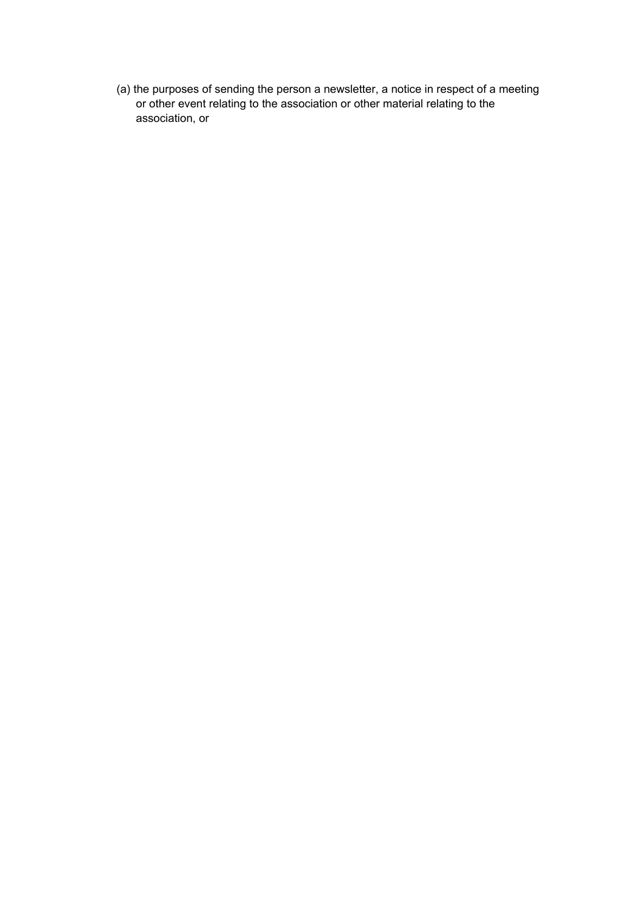(a) the purposes of sending the person a newsletter, a notice in respect of a meeting or other event relating to the association or other material relating to the association, or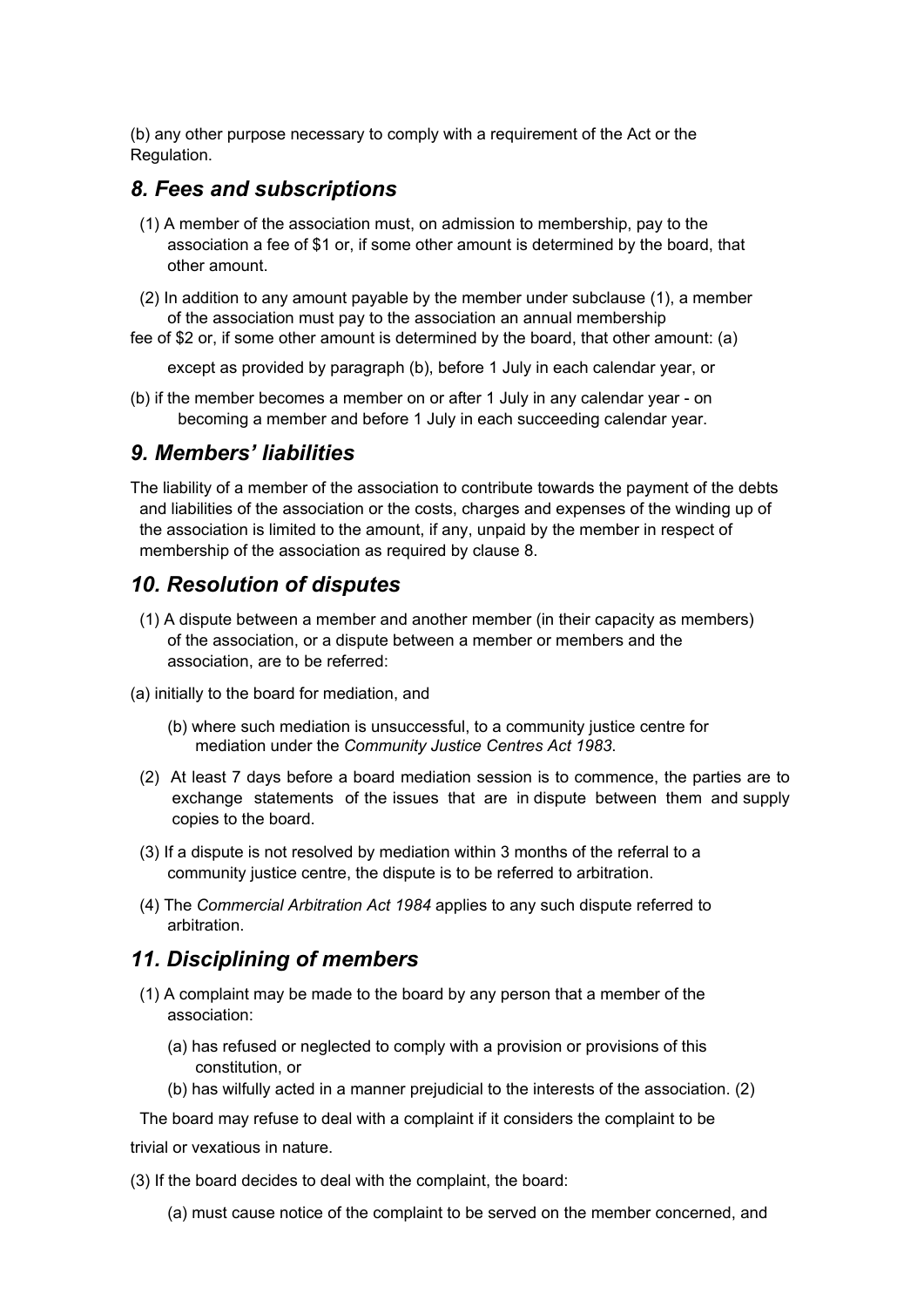(b) any other purpose necessary to comply with a requirement of the Act or the Regulation.

## *8. Fees and subscriptions*

(1) A member of the association must, on admission to membership, pay to the association a fee of $1 or, if some other amount is determined by the board, that other amount.

(2) In addition to any amount payable by the member under subclause (1), a member of the association must pay to the association an annual membership fee of $2 or, if some other amount is determined by the board, that other amount: (a) except as provided by paragraph (b), before 1 July in each calendar year, or

(b) if the member becomes a member on or after 1 July in any calendar year - on becoming a member and before 1 July in each succeeding calendar year.

## *9. Members' liabilities*

The liability of a member of the association to contribute towards the payment of the debts and liabilities of the association or the costs, charges and expenses of the winding up of the association is limited to the amount, if any, unpaid by the member in respect of membership of the association as required by clause 8.

## *10. Resolution of disputes*

(1) A dispute between a member and another member (in their capacity as members) of the association, or a dispute between a member or members and the association, are to be referred:

(a) initially to the board for mediation, and

(b) where such mediation is unsuccessful, to a community justice centre for mediation under the *Community Justice Centres Act 1983*.

(2) At least 7 days before a board mediation session is to commence, the parties are to exchange statements of the issues that are in dispute between them and supply copies to the board.

(3) If a dispute is not resolved by mediation within 3 months of the referral to a community justice centre, the dispute is to be referred to arbitration.

(4) The *Commercial Arbitration Act 1984* applies to any such dispute referred to arbitration.

## *11. Disciplining of members*

(1) A complaint may be made to the board by any person that a member of the association:

(a) has refused or neglected to comply with a provision or provisions of this constitution, or

(b) has wilfully acted in a manner prejudicial to the interests of the association.

(2) The board may refuse to deal with a complaint if it considers the complaint to be trivial or vexatious in nature.

(3) If the board decides to deal with the complaint, the board:

(a) must cause notice of the complaint to be served on the member concerned, and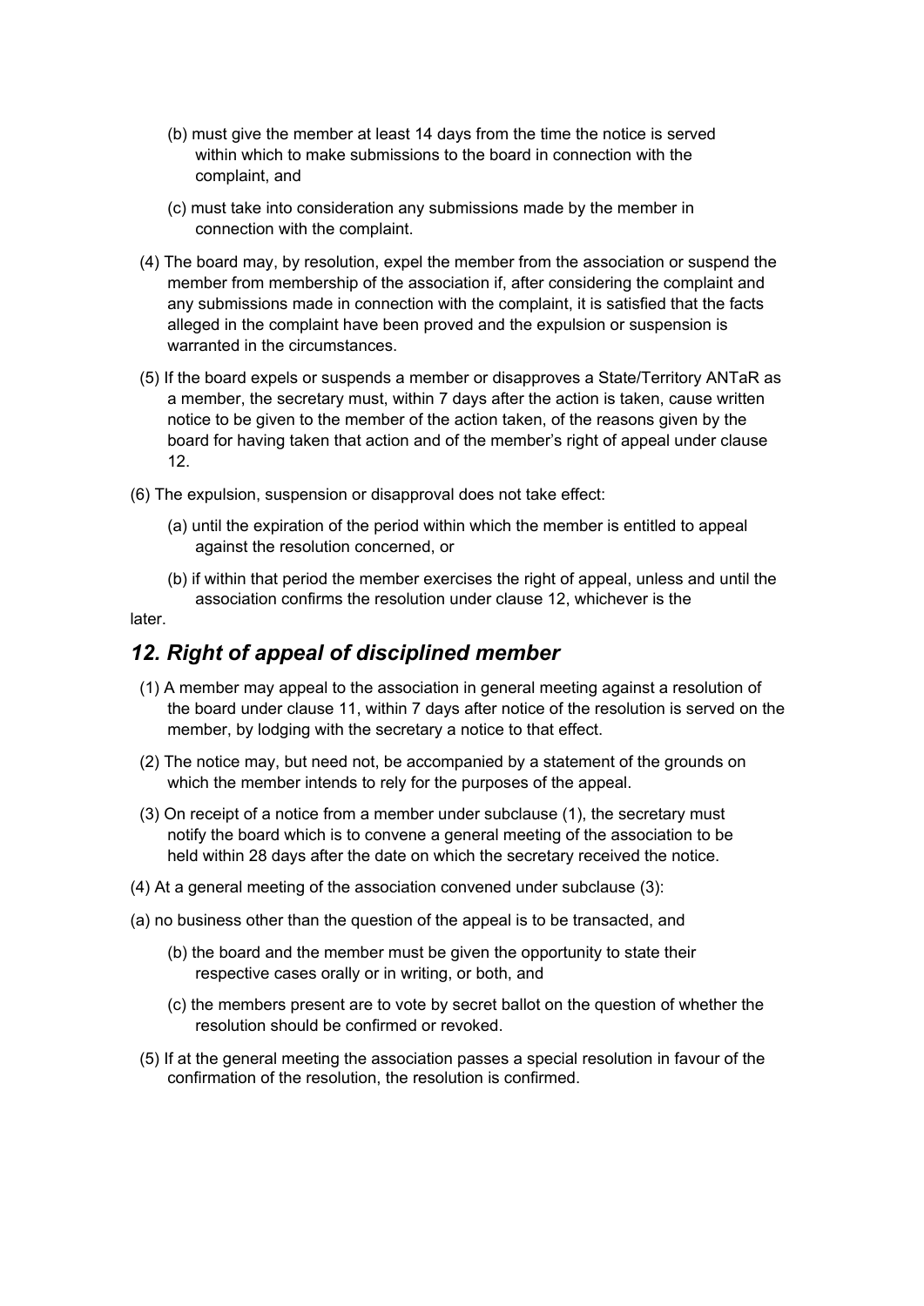(b) must give the member at least 14 days from the time the notice is served within which to make submissions to the board in connection with the complaint, and

(c) must take into consideration any submissions made by the member in connection with the complaint.

(4) The board may, by resolution, expel the member from the association or suspend the member from membership of the association if, after considering the complaint and any submissions made in connection with the complaint, it is satisfied that the facts alleged in the complaint have been proved and the expulsion or suspension is warranted in the circumstances.

(5) If the board expels or suspends a member or disapproves a State/Territory ANTaR as a member, the secretary must, within 7 days after the action is taken, cause written notice to be given to the member of the action taken, of the reasons given by the board for having taken that action and of the member's right of appeal under clause 12.

(6) The expulsion, suspension or disapproval does not take effect:

(a) until the expiration of the period within which the member is entitled to appeal against the resolution concerned, or

(b) if within that period the member exercises the right of appeal, unless and until the association confirms the resolution under clause 12, whichever is the later.

## *12. Right of appeal of disciplined member*

(1) A member may appeal to the association in general meeting against a resolution of the board under clause 11, within 7 days after notice of the resolution is served on the member, by lodging with the secretary a notice to that effect.

(2) The notice may, but need not, be accompanied by a statement of the grounds on which the member intends to rely for the purposes of the appeal.

(3) On receipt of a notice from a member under subclause (1), the secretary must notify the board which is to convene a general meeting of the association to be held within 28 days after the date on which the secretary received the notice.

(4) At a general meeting of the association convened under subclause (3):

(a) no business other than the question of the appeal is to be transacted, and

(b) the board and the member must be given the opportunity to state their respective cases orally or in writing, or both, and

(c) the members present are to vote by secret ballot on the question of whether the resolution should be confirmed or revoked.

(5) If at the general meeting the association passes a special resolution in favour of the confirmation of the resolution, the resolution is confirmed.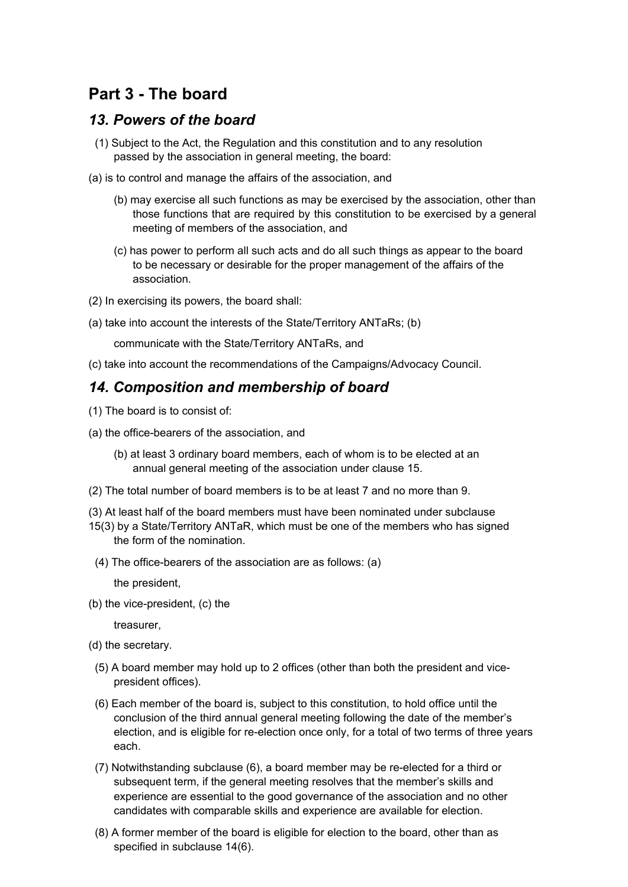## Part 3 - The board

### *13. Powers of the board*

(1) Subject to the Act, the Regulation and this constitution and to any resolution passed by the association in general meeting, the board:

(a) is to control and manage the affairs of the association, and

(b) may exercise all such functions as may be exercised by the association, other than those functions that are required by this constitution to be exercised by a general meeting of members of the association, and

(c) has power to perform all such acts and do all such things as appear to the board to be necessary or desirable for the proper management of the affairs of the association.

(2) In exercising its powers, the board shall:

(a) take into account the interests of the State/Territory ANTaRs; (b) communicate with the State/Territory ANTaRs, and

(c) take into account the recommendations of the Campaigns/Advocacy Council.

### *14. Composition and membership of board*

(1) The board is to consist of:

(a) the office-bearers of the association, and

(b) at least 3 ordinary board members, each of whom is to be elected at an annual general meeting of the association under clause 15.

(2) The total number of board members is to be at least 7 and no more than 9.

(3) At least half of the board members must have been nominated under subclause 15(3) by a State/Territory ANTaR, which must be one of the members who has signed the form of the nomination.

(4) The office-bearers of the association are as follows: (a) the president,

(b) the vice-president, (c) the treasurer,

(d) the secretary.

(5) A board member may hold up to 2 offices (other than both the president and vice-president offices).

(6) Each member of the board is, subject to this constitution, to hold office until the conclusion of the third annual general meeting following the date of the member's election, and is eligible for re-election once only, for a total of two terms of three years each.

(7) Notwithstanding subclause (6), a board member may be re-elected for a third or subsequent term, if the general meeting resolves that the member's skills and experience are essential to the good governance of the association and no other candidates with comparable skills and experience are available for election.

(8) A former member of the board is eligible for election to the board, other than as specified in subclause 14(6).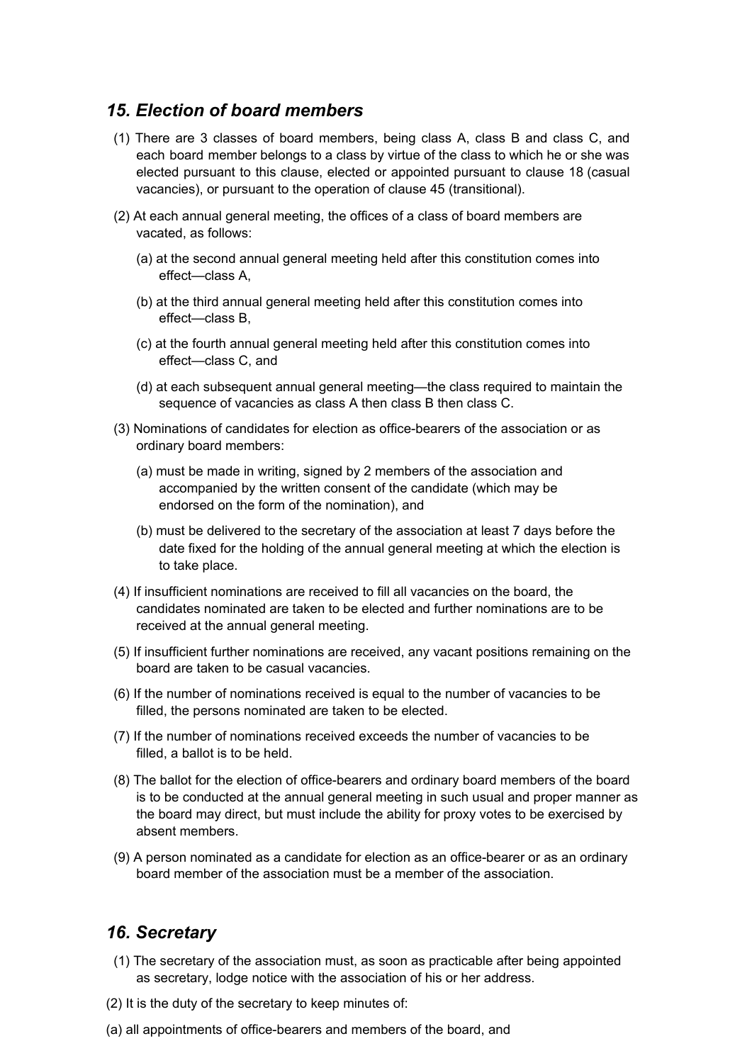## *15. Election of board members*

(1) There are 3 classes of board members, being class A, class B and class C, and each board member belongs to a class by virtue of the class to which he or she was elected pursuant to this clause, elected or appointed pursuant to clause 18 (casual vacancies), or pursuant to the operation of clause 45 (transitional).

(2) At each annual general meeting, the offices of a class of board members are vacated, as follows:

(a) at the second annual general meeting held after this constitution comes into effect—class A,

(b) at the third annual general meeting held after this constitution comes into effect—class B,

(c) at the fourth annual general meeting held after this constitution comes into effect—class C, and

(d) at each subsequent annual general meeting—the class required to maintain the sequence of vacancies as class A then class B then class C.

(3) Nominations of candidates for election as office-bearers of the association or as ordinary board members:

(a) must be made in writing, signed by 2 members of the association and accompanied by the written consent of the candidate (which may be endorsed on the form of the nomination), and

(b) must be delivered to the secretary of the association at least 7 days before the date fixed for the holding of the annual general meeting at which the election is to take place.

(4) If insufficient nominations are received to fill all vacancies on the board, the candidates nominated are taken to be elected and further nominations are to be received at the annual general meeting.

(5) If insufficient further nominations are received, any vacant positions remaining on the board are taken to be casual vacancies.

(6) If the number of nominations received is equal to the number of vacancies to be filled, the persons nominated are taken to be elected.

(7) If the number of nominations received exceeds the number of vacancies to be filled, a ballot is to be held.

(8) The ballot for the election of office-bearers and ordinary board members of the board is to be conducted at the annual general meeting in such usual and proper manner as the board may direct, but must include the ability for proxy votes to be exercised by absent members.

(9) A person nominated as a candidate for election as an office-bearer or as an ordinary board member of the association must be a member of the association.

## *16. Secretary*

(1) The secretary of the association must, as soon as practicable after being appointed as secretary, lodge notice with the association of his or her address.

(2) It is the duty of the secretary to keep minutes of:

(a) all appointments of office-bearers and members of the board, and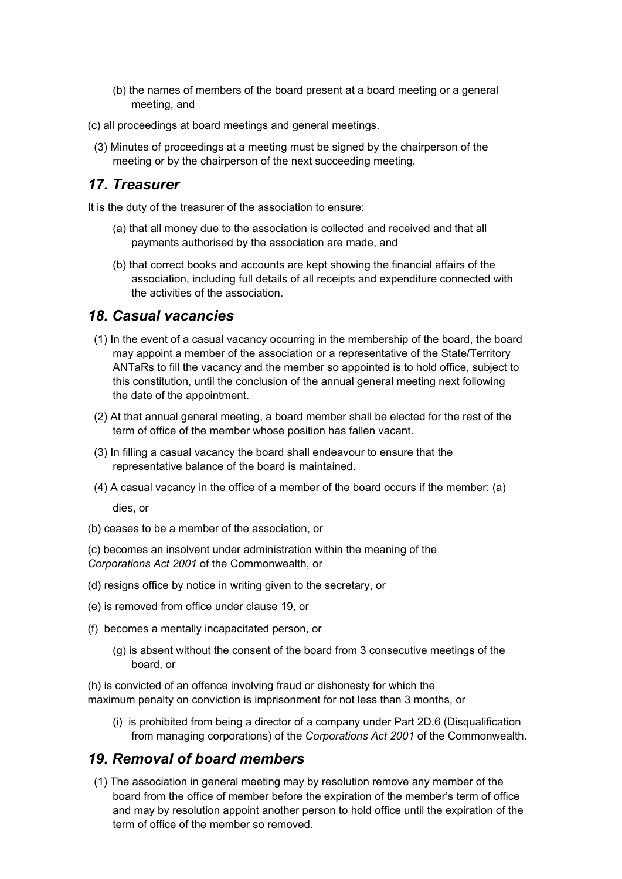(b) the names of members of the board present at a board meeting or a general meeting, and

(c) all proceedings at board meetings and general meetings.

(3) Minutes of proceedings at a meeting must be signed by the chairperson of the meeting or by the chairperson of the next succeeding meeting.

## *17. Treasurer*

It is the duty of the treasurer of the association to ensure:

(a) that all money due to the association is collected and received and that all payments authorised by the association are made, and

(b) that correct books and accounts are kept showing the financial affairs of the association, including full details of all receipts and expenditure connected with the activities of the association.

## *18. Casual vacancies*

(1) In the event of a casual vacancy occurring in the membership of the board, the board may appoint a member of the association or a representative of the State/Territory ANTaRs to fill the vacancy and the member so appointed is to hold office, subject to this constitution, until the conclusion of the annual general meeting next following the date of the appointment.

(2) At that annual general meeting, a board member shall be elected for the rest of the term of office of the member whose position has fallen vacant.

(3) In filling a casual vacancy the board shall endeavour to ensure that the representative balance of the board is maintained.

(4) A casual vacancy in the office of a member of the board occurs if the member: (a) dies, or

(b) ceases to be a member of the association, or

(c) becomes an insolvent under administration within the meaning of the *Corporations Act 2001* of the Commonwealth, or

(d) resigns office by notice in writing given to the secretary, or

(e) is removed from office under clause 19, or

(f) becomes a mentally incapacitated person, or

(g) is absent without the consent of the board from 3 consecutive meetings of the board, or

(h) is convicted of an offence involving fraud or dishonesty for which the maximum penalty on conviction is imprisonment for not less than 3 months, or

(i) is prohibited from being a director of a company under Part 2D.6 (Disqualification from managing corporations) of the *Corporations Act 2001* of the Commonwealth.

## *19. Removal of board members*

(1) The association in general meeting may by resolution remove any member of the board from the office of member before the expiration of the member's term of office and may by resolution appoint another person to hold office until the expiration of the term of office of the member so removed.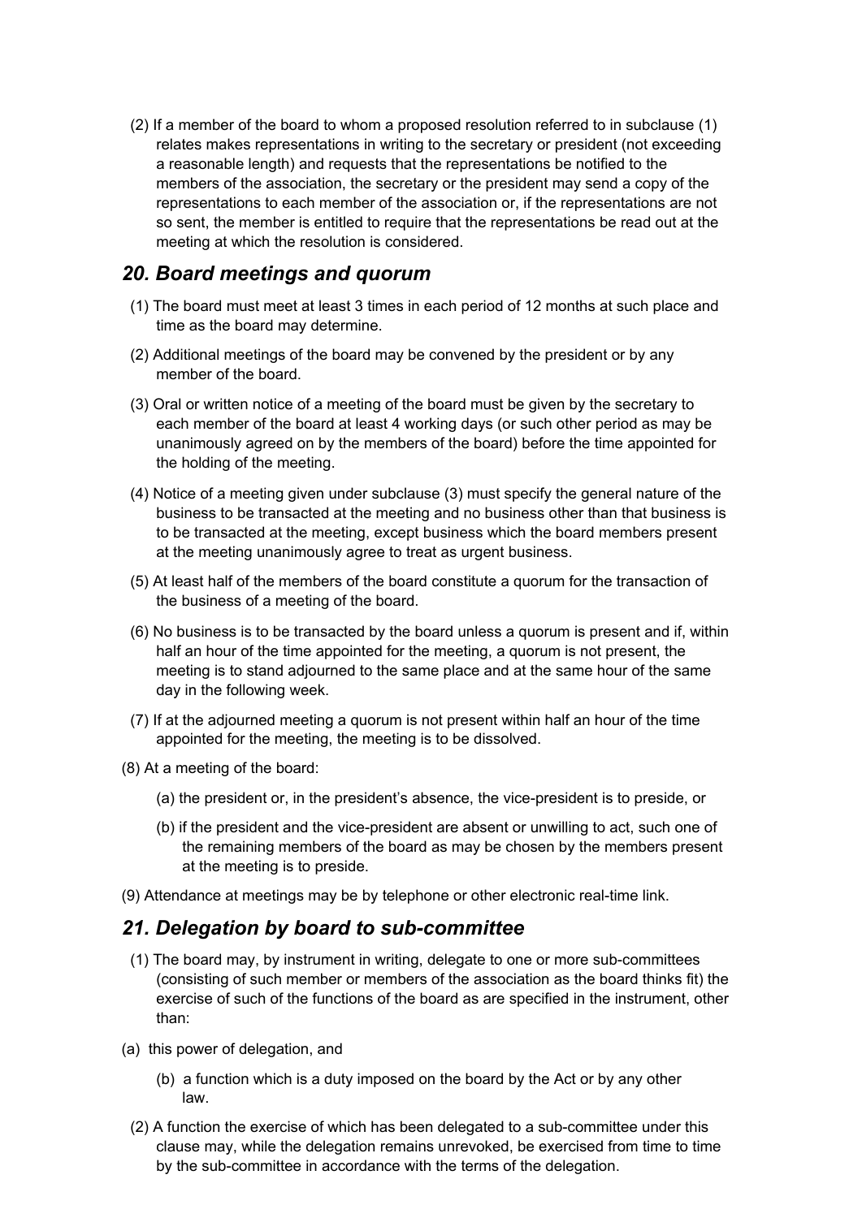(2) If a member of the board to whom a proposed resolution referred to in subclause (1) relates makes representations in writing to the secretary or president (not exceeding a reasonable length) and requests that the representations be notified to the members of the association, the secretary or the president may send a copy of the representations to each member of the association or, if the representations are not so sent, the member is entitled to require that the representations be read out at the meeting at which the resolution is considered.

## *20. Board meetings and quorum*

(1) The board must meet at least 3 times in each period of 12 months at such place and time as the board may determine.

(2) Additional meetings of the board may be convened by the president or by any member of the board.

(3) Oral or written notice of a meeting of the board must be given by the secretary to each member of the board at least 4 working days (or such other period as may be unanimously agreed on by the members of the board) before the time appointed for the holding of the meeting.

(4) Notice of a meeting given under subclause (3) must specify the general nature of the business to be transacted at the meeting and no business other than that business is to be transacted at the meeting, except business which the board members present at the meeting unanimously agree to treat as urgent business.

(5) At least half of the members of the board constitute a quorum for the transaction of the business of a meeting of the board.

(6) No business is to be transacted by the board unless a quorum is present and if, within half an hour of the time appointed for the meeting, a quorum is not present, the meeting is to stand adjourned to the same place and at the same hour of the same day in the following week.

(7) If at the adjourned meeting a quorum is not present within half an hour of the time appointed for the meeting, the meeting is to be dissolved.

(8) At a meeting of the board:

(a) the president or, in the president's absence, the vice-president is to preside, or

(b) if the president and the vice-president are absent or unwilling to act, such one of the remaining members of the board as may be chosen by the members present at the meeting is to preside.

(9) Attendance at meetings may be by telephone or other electronic real-time link.

## *21. Delegation by board to sub-committee*

(1) The board may, by instrument in writing, delegate to one or more sub-committees (consisting of such member or members of the association as the board thinks fit) the exercise of such of the functions of the board as are specified in the instrument, other than:

(a) this power of delegation, and

(b) a function which is a duty imposed on the board by the Act or by any other law.

(2) A function the exercise of which has been delegated to a sub-committee under this clause may, while the delegation remains unrevoked, be exercised from time to time by the sub-committee in accordance with the terms of the delegation.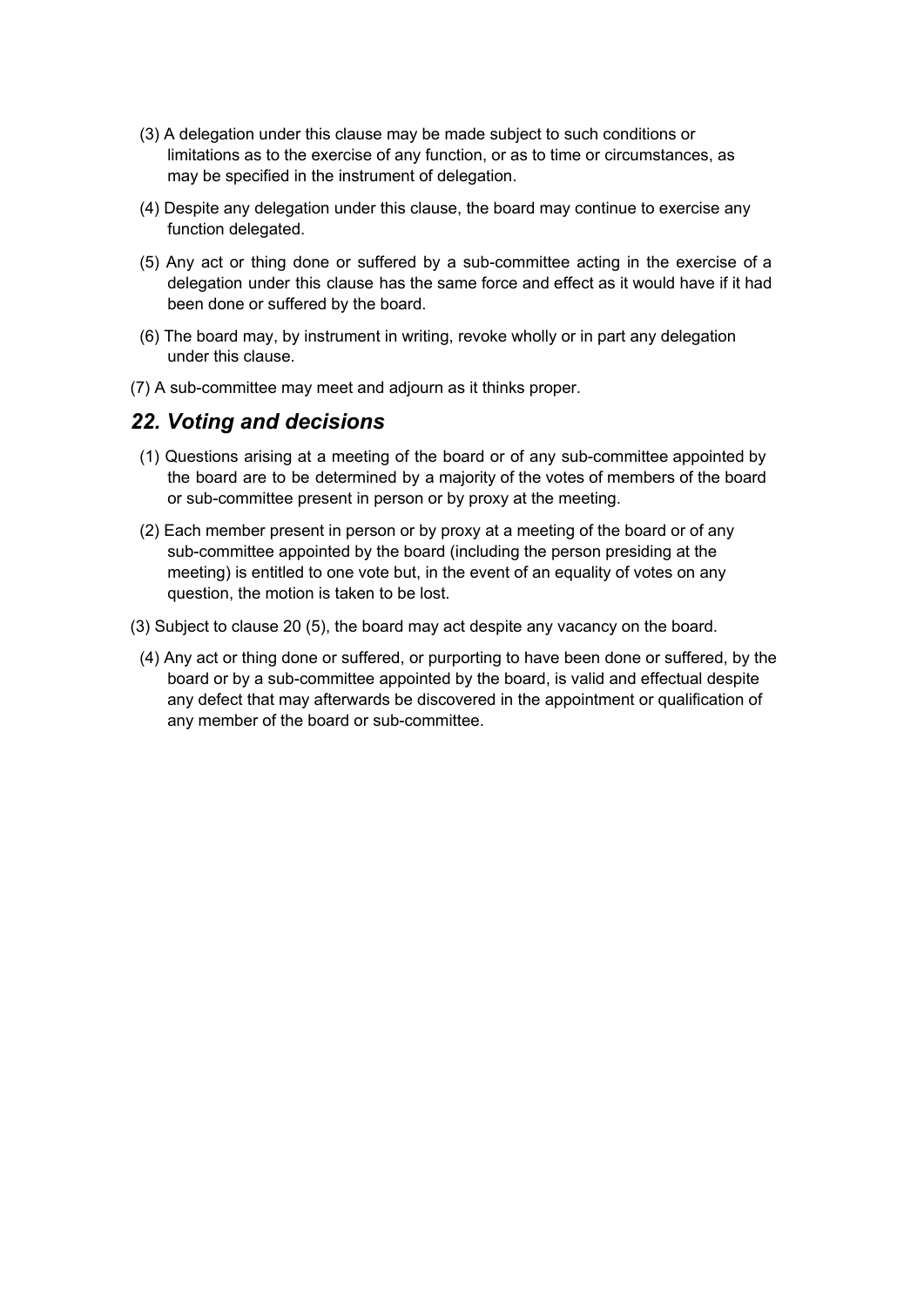(3) A delegation under this clause may be made subject to such conditions or limitations as to the exercise of any function, or as to time or circumstances, as may be specified in the instrument of delegation.

(4) Despite any delegation under this clause, the board may continue to exercise any function delegated.

(5) Any act or thing done or suffered by a sub-committee acting in the exercise of a delegation under this clause has the same force and effect as it would have if it had been done or suffered by the board.

(6) The board may, by instrument in writing, revoke wholly or in part any delegation under this clause.

(7) A sub-committee may meet and adjourn as it thinks proper.

## *22. Voting and decisions*

(1) Questions arising at a meeting of the board or of any sub-committee appointed by the board are to be determined by a majority of the votes of members of the board or sub-committee present in person or by proxy at the meeting.

(2) Each member present in person or by proxy at a meeting of the board or of any sub-committee appointed by the board (including the person presiding at the meeting) is entitled to one vote but, in the event of an equality of votes on any question, the motion is taken to be lost.

(3) Subject to clause 20 (5), the board may act despite any vacancy on the board.

(4) Any act or thing done or suffered, or purporting to have been done or suffered, by the board or by a sub-committee appointed by the board, is valid and effectual despite any defect that may afterwards be discovered in the appointment or qualification of any member of the board or sub-committee.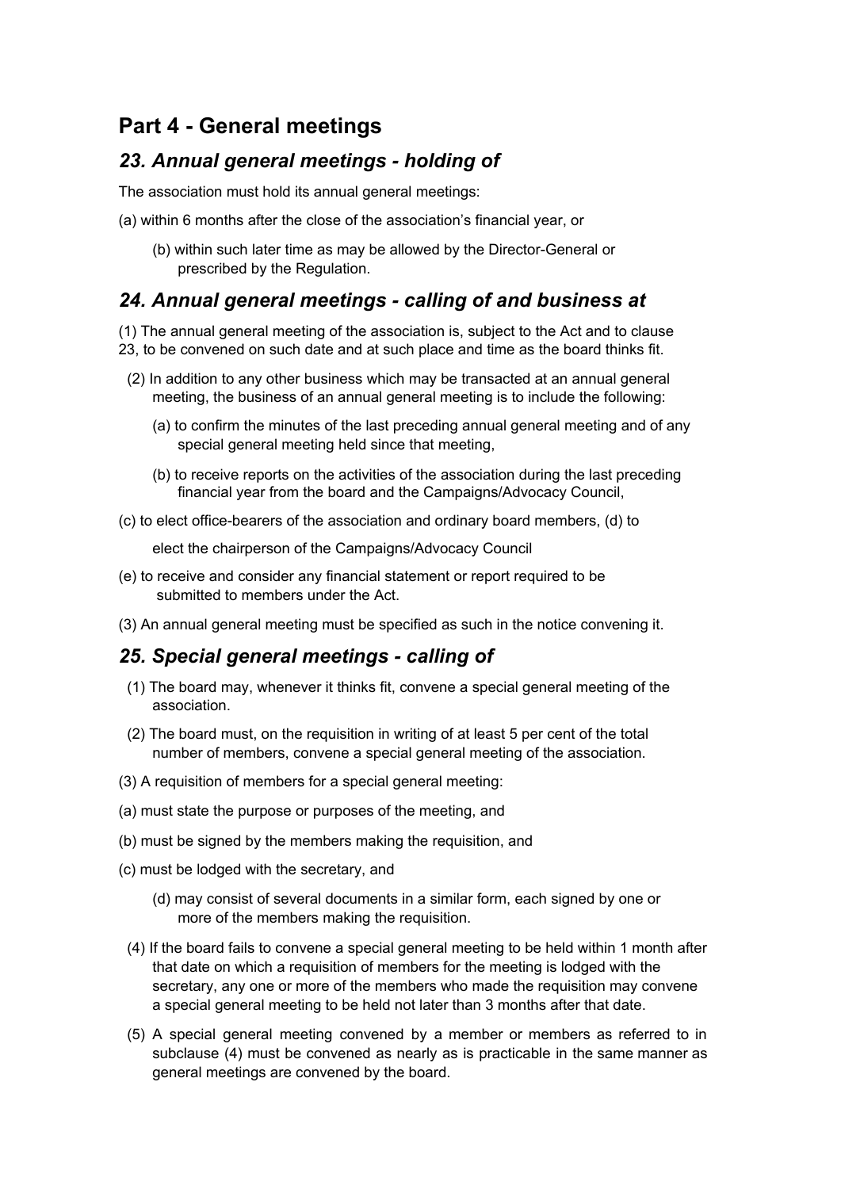# Part 4 - General meetings

## *23. Annual general meetings - holding of*

The association must hold its annual general meetings:

(a) within 6 months after the close of the association's financial year, or

(b) within such later time as may be allowed by the Director-General or prescribed by the Regulation.

## *24. Annual general meetings - calling of and business at*

(1) The annual general meeting of the association is, subject to the Act and to clause 23, to be convened on such date and at such place and time as the board thinks fit.

(2) In addition to any other business which may be transacted at an annual general meeting, the business of an annual general meeting is to include the following:

(a) to confirm the minutes of the last preceding annual general meeting and of any special general meeting held since that meeting,

(b) to receive reports on the activities of the association during the last preceding financial year from the board and the Campaigns/Advocacy Council,

(c) to elect office-bearers of the association and ordinary board members, (d) to elect the chairperson of the Campaigns/Advocacy Council

(e) to receive and consider any financial statement or report required to be submitted to members under the Act.

(3) An annual general meeting must be specified as such in the notice convening it.

## *25. Special general meetings - calling of*

(1) The board may, whenever it thinks fit, convene a special general meeting of the association.

(2) The board must, on the requisition in writing of at least 5 per cent of the total number of members, convene a special general meeting of the association.

(3) A requisition of members for a special general meeting:

(a) must state the purpose or purposes of the meeting, and

(b) must be signed by the members making the requisition, and

(c) must be lodged with the secretary, and

(d) may consist of several documents in a similar form, each signed by one or more of the members making the requisition.

(4) If the board fails to convene a special general meeting to be held within 1 month after that date on which a requisition of members for the meeting is lodged with the secretary, any one or more of the members who made the requisition may convene a special general meeting to be held not later than 3 months after that date.

(5) A special general meeting convened by a member or members as referred to in subclause (4) must be convened as nearly as is practicable in the same manner as general meetings are convened by the board.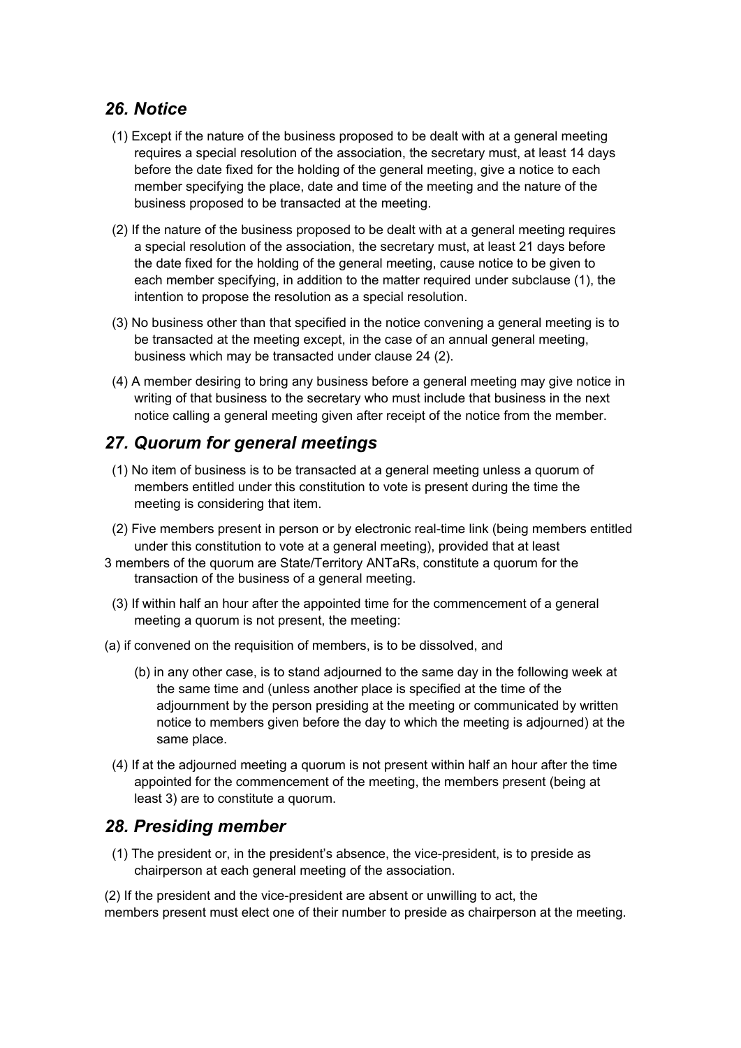## *26. Notice*

(1) Except if the nature of the business proposed to be dealt with at a general meeting requires a special resolution of the association, the secretary must, at least 14 days before the date fixed for the holding of the general meeting, give a notice to each member specifying the place, date and time of the meeting and the nature of the business proposed to be transacted at the meeting.

(2) If the nature of the business proposed to be dealt with at a general meeting requires a special resolution of the association, the secretary must, at least 21 days before the date fixed for the holding of the general meeting, cause notice to be given to each member specifying, in addition to the matter required under subclause (1), the intention to propose the resolution as a special resolution.

(3) No business other than that specified in the notice convening a general meeting is to be transacted at the meeting except, in the case of an annual general meeting, business which may be transacted under clause 24 (2).

(4) A member desiring to bring any business before a general meeting may give notice in writing of that business to the secretary who must include that business in the next notice calling a general meeting given after receipt of the notice from the member.

## *27. Quorum for general meetings*

(1) No item of business is to be transacted at a general meeting unless a quorum of members entitled under this constitution to vote is present during the time the meeting is considering that item.

(2) Five members present in person or by electronic real-time link (being members entitled under this constitution to vote at a general meeting), provided that at least 3 members of the quorum are State/Territory ANTaRs, constitute a quorum for the transaction of the business of a general meeting.

(3) If within half an hour after the appointed time for the commencement of a general meeting a quorum is not present, the meeting:

(a) if convened on the requisition of members, is to be dissolved, and

(b) in any other case, is to stand adjourned to the same day in the following week at the same time and (unless another place is specified at the time of the adjournment by the person presiding at the meeting or communicated by written notice to members given before the day to which the meeting is adjourned) at the same place.

(4) If at the adjourned meeting a quorum is not present within half an hour after the time appointed for the commencement of the meeting, the members present (being at least 3) are to constitute a quorum.

## *28. Presiding member*

(1) The president or, in the president's absence, the vice-president, is to preside as chairperson at each general meeting of the association.

(2) If the president and the vice-president are absent or unwilling to act, the members present must elect one of their number to preside as chairperson at the meeting.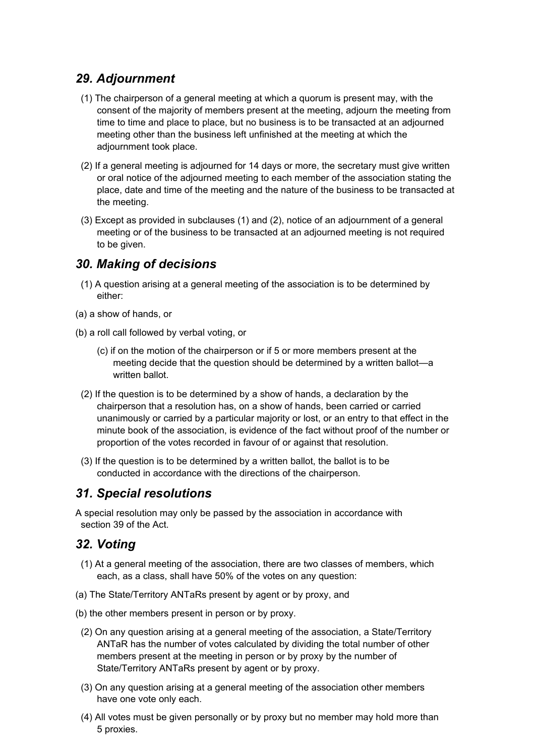## *29. Adjournment*

(1) The chairperson of a general meeting at which a quorum is present may, with the consent of the majority of members present at the meeting, adjourn the meeting from time to time and place to place, but no business is to be transacted at an adjourned meeting other than the business left unfinished at the meeting at which the adjournment took place.

(2) If a general meeting is adjourned for 14 days or more, the secretary must give written or oral notice of the adjourned meeting to each member of the association stating the place, date and time of the meeting and the nature of the business to be transacted at the meeting.

(3) Except as provided in subclauses (1) and (2), notice of an adjournment of a general meeting or of the business to be transacted at an adjourned meeting is not required to be given.

## *30. Making of decisions*

(1) A question arising at a general meeting of the association is to be determined by either:

(a) a show of hands, or

(b) a roll call followed by verbal voting, or

(c) if on the motion of the chairperson or if 5 or more members present at the meeting decide that the question should be determined by a written ballot—a written ballot.

(2) If the question is to be determined by a show of hands, a declaration by the chairperson that a resolution has, on a show of hands, been carried or carried unanimously or carried by a particular majority or lost, or an entry to that effect in the minute book of the association, is evidence of the fact without proof of the number or proportion of the votes recorded in favour of or against that resolution.

(3) If the question is to be determined by a written ballot, the ballot is to be conducted in accordance with the directions of the chairperson.

## *31. Special resolutions*

A special resolution may only be passed by the association in accordance with section 39 of the Act.

## *32. Voting*

(1) At a general meeting of the association, there are two classes of members, which each, as a class, shall have 50% of the votes on any question:

(a) The State/Territory ANTaRs present by agent or by proxy, and

(b) the other members present in person or by proxy.

(2) On any question arising at a general meeting of the association, a State/Territory ANTaR has the number of votes calculated by dividing the total number of other members present at the meeting in person or by proxy by the number of State/Territory ANTaRs present by agent or by proxy.

(3) On any question arising at a general meeting of the association other members have one vote only each.

(4) All votes must be given personally or by proxy but no member may hold more than 5 proxies.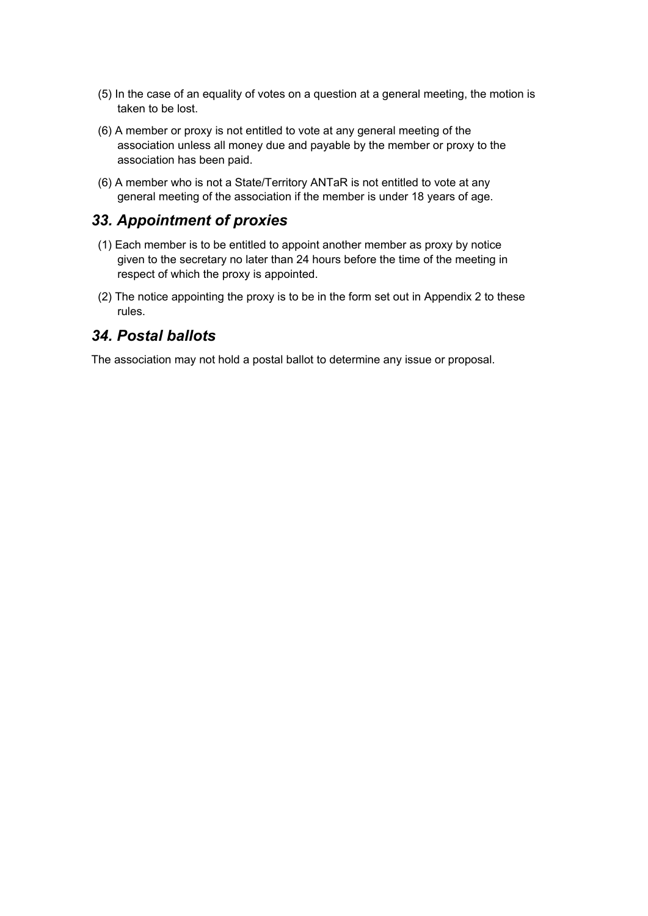(5) In the case of an equality of votes on a question at a general meeting, the motion is taken to be lost.

(6) A member or proxy is not entitled to vote at any general meeting of the association unless all money due and payable by the member or proxy to the association has been paid.

(6) A member who is not a State/Territory ANTaR is not entitled to vote at any general meeting of the association if the member is under 18 years of age.

## *33. Appointment of proxies*

(1) Each member is to be entitled to appoint another member as proxy by notice given to the secretary no later than 24 hours before the time of the meeting in respect of which the proxy is appointed.

(2) The notice appointing the proxy is to be in the form set out in Appendix 2 to these rules.

## *34. Postal ballots*

The association may not hold a postal ballot to determine any issue or proposal.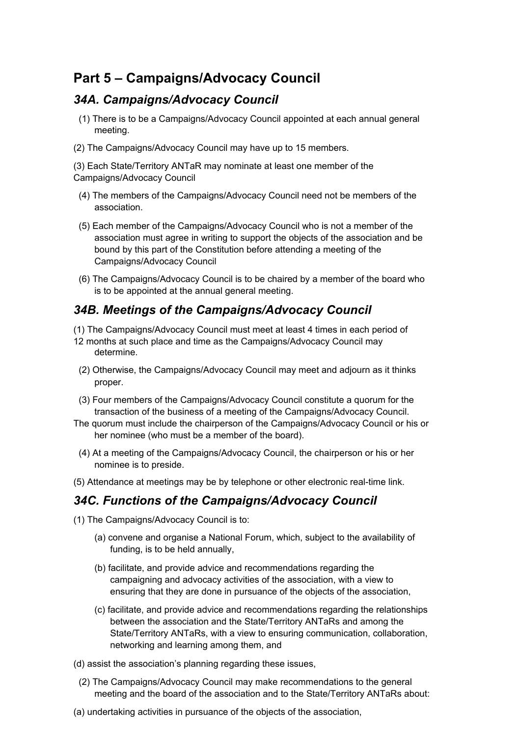## Part 5 – Campaigns/Advocacy Council

### *34A. Campaigns/Advocacy Council*

(1) There is to be a Campaigns/Advocacy Council appointed at each annual general meeting.

(2) The Campaigns/Advocacy Council may have up to 15 members.

(3) Each State/Territory ANTaR may nominate at least one member of the Campaigns/Advocacy Council

(4) The members of the Campaigns/Advocacy Council need not be members of the association.

(5) Each member of the Campaigns/Advocacy Council who is not a member of the association must agree in writing to support the objects of the association and be bound by this part of the Constitution before attending a meeting of the Campaigns/Advocacy Council

(6) The Campaigns/Advocacy Council is to be chaired by a member of the board who is to be appointed at the annual general meeting.

### *34B. Meetings of the Campaigns/Advocacy Council*

(1) The Campaigns/Advocacy Council must meet at least 4 times in each period of 12 months at such place and time as the Campaigns/Advocacy Council may determine.

(2) Otherwise, the Campaigns/Advocacy Council may meet and adjourn as it thinks proper.

(3) Four members of the Campaigns/Advocacy Council constitute a quorum for the transaction of the business of a meeting of the Campaigns/Advocacy Council. The quorum must include the chairperson of the Campaigns/Advocacy Council or his or her nominee (who must be a member of the board).

(4) At a meeting of the Campaigns/Advocacy Council, the chairperson or his or her nominee is to preside.

(5) Attendance at meetings may be by telephone or other electronic real-time link.

### *34C. Functions of the Campaigns/Advocacy Council*

(1) The Campaigns/Advocacy Council is to:

(a) convene and organise a National Forum, which, subject to the availability of funding, is to be held annually,

(b) facilitate, and provide advice and recommendations regarding the campaigning and advocacy activities of the association, with a view to ensuring that they are done in pursuance of the objects of the association,

(c) facilitate, and provide advice and recommendations regarding the relationships between the association and the State/Territory ANTaRs and among the State/Territory ANTaRs, with a view to ensuring communication, collaboration, networking and learning among them, and

(d) assist the association's planning regarding these issues,

(2) The Campaigns/Advocacy Council may make recommendations to the general meeting and the board of the association and to the State/Territory ANTaRs about:

(a) undertaking activities in pursuance of the objects of the association,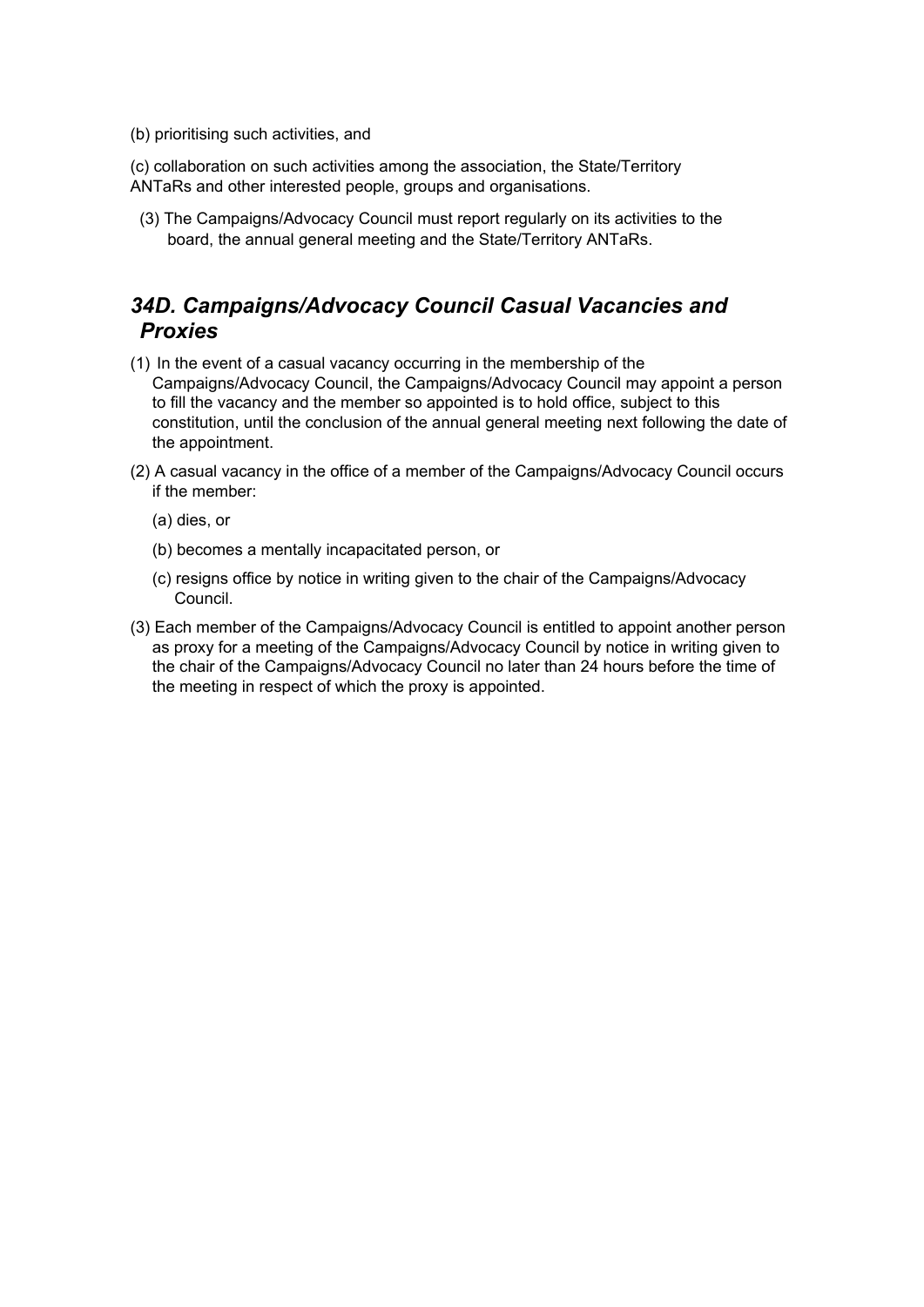(b) prioritising such activities, and

(c) collaboration on such activities among the association, the State/Territory ANTaRs and other interested people, groups and organisations.

(3) The Campaigns/Advocacy Council must report regularly on its activities to the board, the annual general meeting and the State/Territory ANTaRs.

## *34D. Campaigns/Advocacy Council Casual Vacancies and Proxies*

(1) In the event of a casual vacancy occurring in the membership of the Campaigns/Advocacy Council, the Campaigns/Advocacy Council may appoint a person to fill the vacancy and the member so appointed is to hold office, subject to this constitution, until the conclusion of the annual general meeting next following the date of the appointment.

(2) A casual vacancy in the office of a member of the Campaigns/Advocacy Council occurs if the member:

(a) dies, or

(b) becomes a mentally incapacitated person, or

(c) resigns office by notice in writing given to the chair of the Campaigns/Advocacy Council.

(3) Each member of the Campaigns/Advocacy Council is entitled to appoint another person as proxy for a meeting of the Campaigns/Advocacy Council by notice in writing given to the chair of the Campaigns/Advocacy Council no later than 24 hours before the time of the meeting in respect of which the proxy is appointed.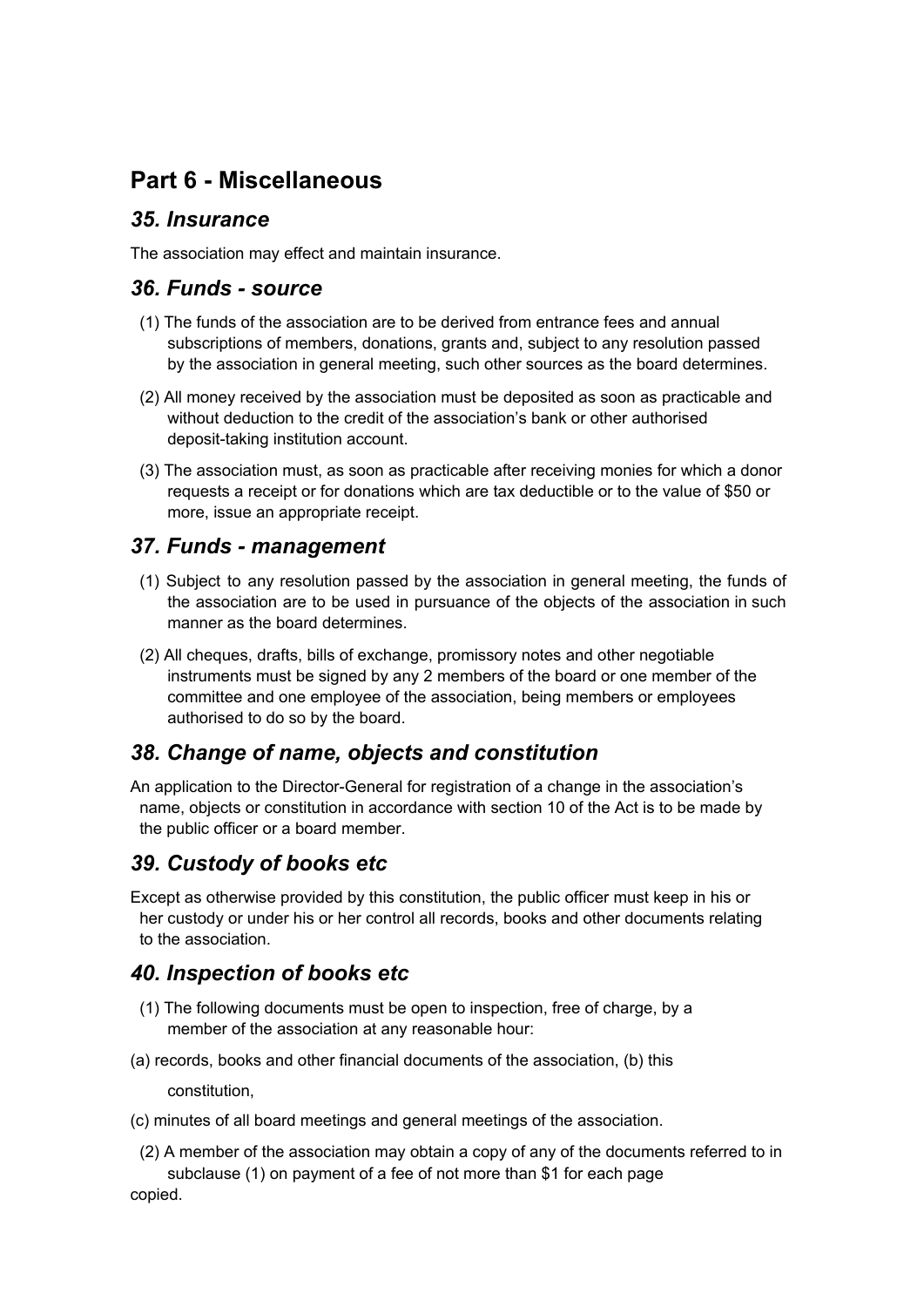## Part 6 - Miscellaneous

### *35. Insurance*

The association may effect and maintain insurance.

### *36. Funds - source*

(1) The funds of the association are to be derived from entrance fees and annual subscriptions of members, donations, grants and, subject to any resolution passed by the association in general meeting, such other sources as the board determines.

(2) All money received by the association must be deposited as soon as practicable and without deduction to the credit of the association's bank or other authorised deposit-taking institution account.

(3) The association must, as soon as practicable after receiving monies for which a donor requests a receipt or for donations which are tax deductible or to the value of $50 or more, issue an appropriate receipt.

### *37. Funds - management*

(1) Subject to any resolution passed by the association in general meeting, the funds of the association are to be used in pursuance of the objects of the association in such manner as the board determines.

(2) All cheques, drafts, bills of exchange, promissory notes and other negotiable instruments must be signed by any 2 members of the board or one member of the committee and one employee of the association, being members or employees authorised to do so by the board.

### *38. Change of name, objects and constitution*

An application to the Director-General for registration of a change in the association's name, objects or constitution in accordance with section 10 of the Act is to be made by the public officer or a board member.

### *39. Custody of books etc*

Except as otherwise provided by this constitution, the public officer must keep in his or her custody or under his or her control all records, books and other documents relating to the association.

### *40. Inspection of books etc*

(1) The following documents must be open to inspection, free of charge, by a member of the association at any reasonable hour:

(a) records, books and other financial documents of the association, (b) this constitution,

(c) minutes of all board meetings and general meetings of the association.

(2) A member of the association may obtain a copy of any of the documents referred to in subclause (1) on payment of a fee of not more than $1 for each page copied.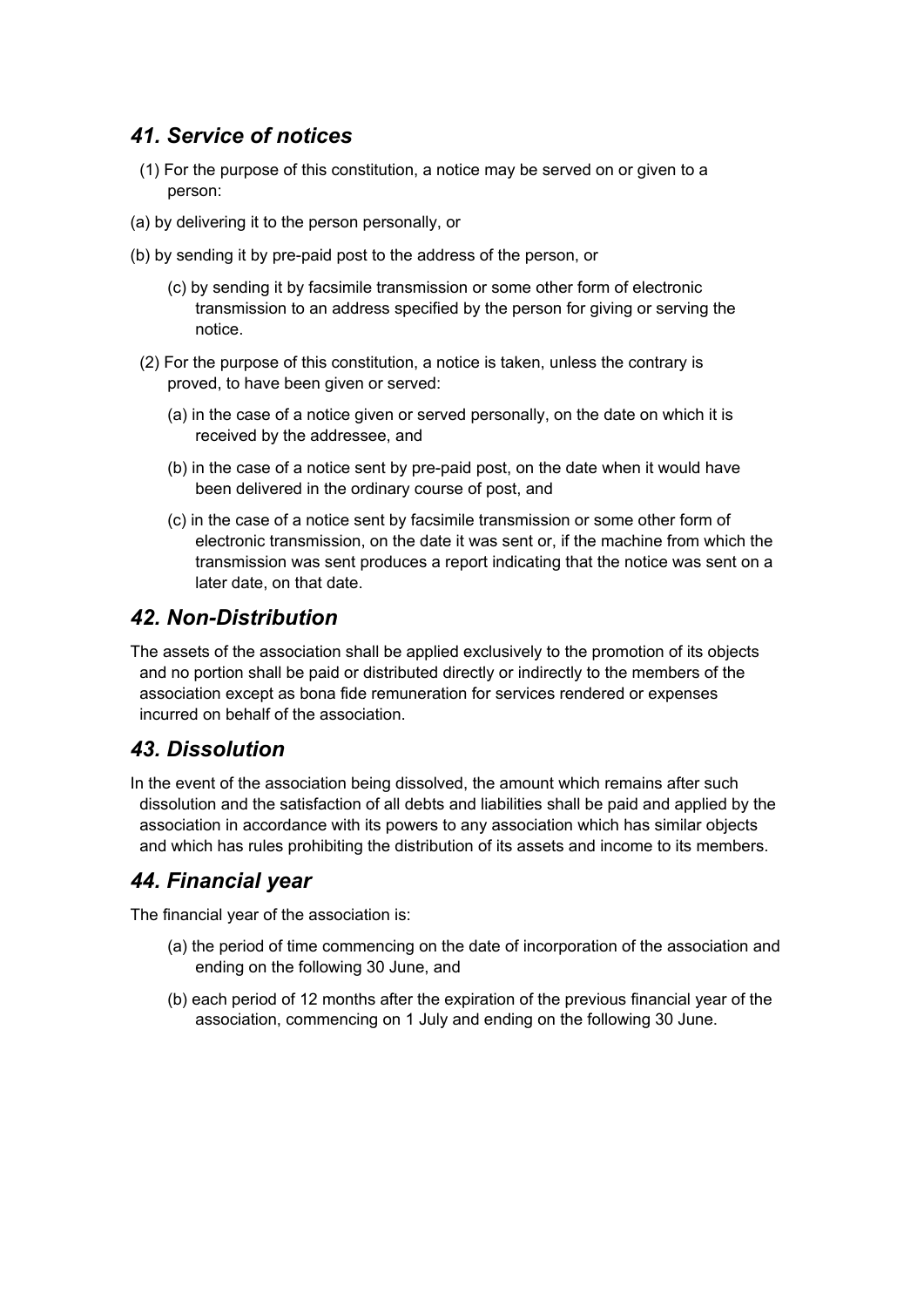## *41. Service of notices*

(1) For the purpose of this constitution, a notice may be served on or given to a person:

(a) by delivering it to the person personally, or

(b) by sending it by pre-paid post to the address of the person, or

(c) by sending it by facsimile transmission or some other form of electronic transmission to an address specified by the person for giving or serving the notice.

(2) For the purpose of this constitution, a notice is taken, unless the contrary is proved, to have been given or served:

(a) in the case of a notice given or served personally, on the date on which it is received by the addressee, and

(b) in the case of a notice sent by pre-paid post, on the date when it would have been delivered in the ordinary course of post, and

(c) in the case of a notice sent by facsimile transmission or some other form of electronic transmission, on the date it was sent or, if the machine from which the transmission was sent produces a report indicating that the notice was sent on a later date, on that date.

## *42. Non-Distribution*

The assets of the association shall be applied exclusively to the promotion of its objects and no portion shall be paid or distributed directly or indirectly to the members of the association except as bona fide remuneration for services rendered or expenses incurred on behalf of the association.

## *43. Dissolution*

In the event of the association being dissolved, the amount which remains after such dissolution and the satisfaction of all debts and liabilities shall be paid and applied by the association in accordance with its powers to any association which has similar objects and which has rules prohibiting the distribution of its assets and income to its members.

## *44. Financial year*

The financial year of the association is:

(a) the period of time commencing on the date of incorporation of the association and ending on the following 30 June, and

(b) each period of 12 months after the expiration of the previous financial year of the association, commencing on 1 July and ending on the following 30 June.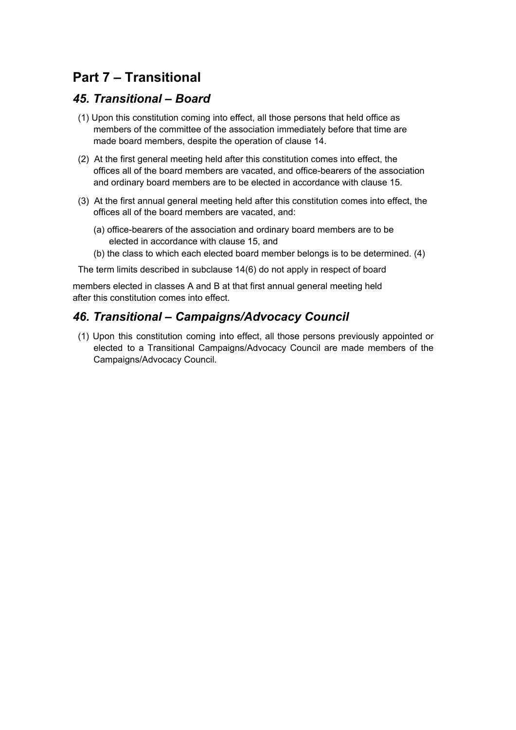## Part 7 – Transitional

### *45. Transitional – Board*

(1) Upon this constitution coming into effect, all those persons that held office as members of the committee of the association immediately before that time are made board members, despite the operation of clause 14.

(2) At the first general meeting held after this constitution comes into effect, the offices all of the board members are vacated, and office-bearers of the association and ordinary board members are to be elected in accordance with clause 15.

(3) At the first annual general meeting held after this constitution comes into effect, the offices all of the board members are vacated, and:

(a) office-bearers of the association and ordinary board members are to be elected in accordance with clause 15, and

(b) the class to which each elected board member belongs is to be determined.

(4) The term limits described in subclause 14(6) do not apply in respect of board members elected in classes A and B at that first annual general meeting held after this constitution comes into effect.

### *46. Transitional – Campaigns/Advocacy Council*

(1) Upon this constitution coming into effect, all those persons previously appointed or elected to a Transitional Campaigns/Advocacy Council are made members of the Campaigns/Advocacy Council.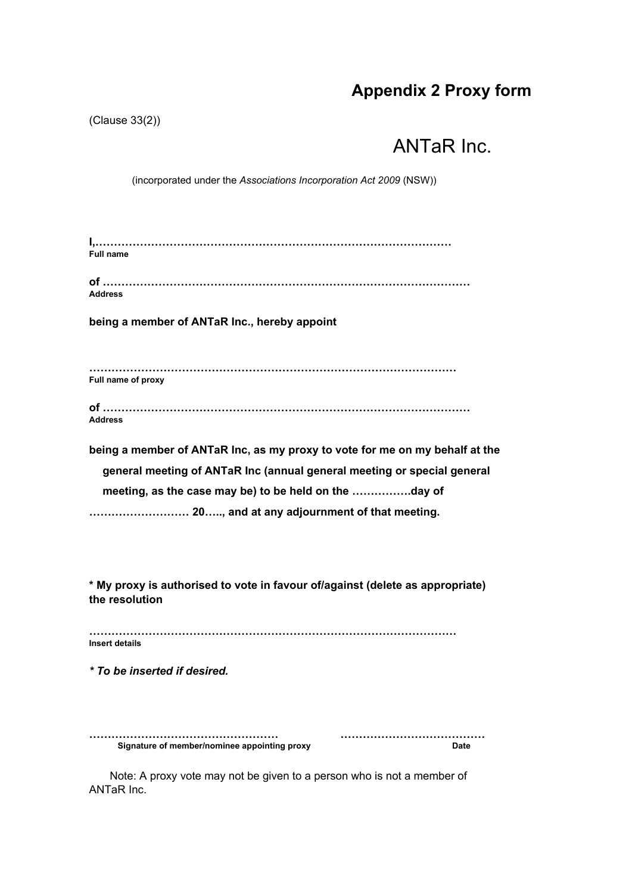# Appendix 2 Proxy form

(Clause 33(2))

## ANTaR Inc.

(incorporated under the *Associations Incorporation Act 2009* (NSW))

**I,……………………………………………………………………………………**
**Full name**

**of ………………………………………………………………………………………**
**Address**

**being a member of ANTaR Inc., hereby appoint**

**………………………………………………………………………………………**
**Full name of proxy**

**of ………………………………………………………………………………………**
**Address**

**being a member of ANTaR Inc, as my proxy to vote for me on my behalf at the general meeting of ANTaR Inc (annual general meeting or special general meeting, as the case may be) to be held on the …………….day of ……………………… 20….., and at any adjournment of that meeting.**

**\* My proxy is authorised to vote in favour of/against (delete as appropriate) the resolution**

**………………………………………………………………………………………**
**Insert details**

***\* To be inserted if desired.***

**……………………………………………** **…………………………………**
**Signature of member/nominee appointing proxy** **Date**

Note: A proxy vote may not be given to a person who is not a member of ANTaR Inc.